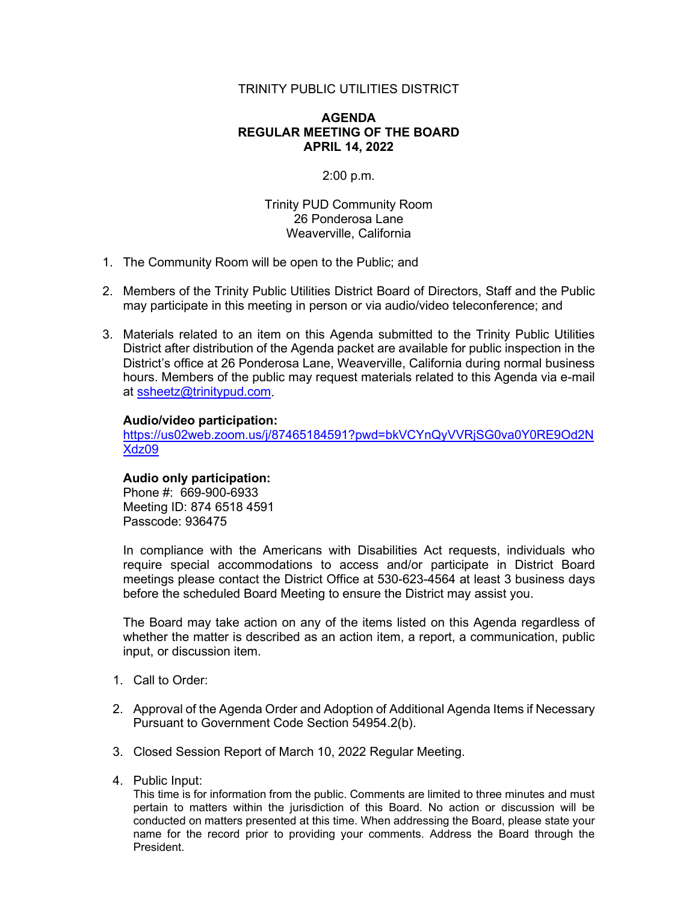TRINITY PUBLIC UTILITIES DISTRICT

**AGENDA**
**REGULAR MEETING OF THE BOARD**
**APRIL 14, 2022**

2:00 p.m.

Trinity PUD Community Room
26 Ponderosa Lane
Weaverville, California

1. The Community Room will be open to the Public; and

2. Members of the Trinity Public Utilities District Board of Directors, Staff and the Public may participate in this meeting in person or via audio/video teleconference; and

3. Materials related to an item on this Agenda submitted to the Trinity Public Utilities District after distribution of the Agenda packet are available for public inspection in the District's office at 26 Ponderosa Lane, Weaverville, California during normal business hours. Members of the public may request materials related to this Agenda via e-mail at ssheetz@trinitypud.com.

   **Audio/video participation:**
   https://us02web.zoom.us/j/87465184591?pwd=bkVCYnQyVVRjSG0va0Y0RE9Od2NXdz09

   **Audio only participation:**
   Phone #: 669-900-6933
   Meeting ID: 874 6518 4591
   Passcode: 936475

   In compliance with the Americans with Disabilities Act requests, individuals who require special accommodations to access and/or participate in District Board meetings please contact the District Office at 530-623-4564 at least 3 business days before the scheduled Board Meeting to ensure the District may assist you.

   The Board may take action on any of the items listed on this Agenda regardless of whether the matter is described as an action item, a report, a communication, public input, or discussion item.

1. Call to Order:

2. Approval of the Agenda Order and Adoption of Additional Agenda Items if Necessary Pursuant to Government Code Section 54954.2(b).

3. Closed Session Report of March 10, 2022 Regular Meeting.

4. Public Input:
   This time is for information from the public. Comments are limited to three minutes and must pertain to matters within the jurisdiction of this Board. No action or discussion will be conducted on matters presented at this time. When addressing the Board, please state your name for the record prior to providing your comments. Address the Board through the President.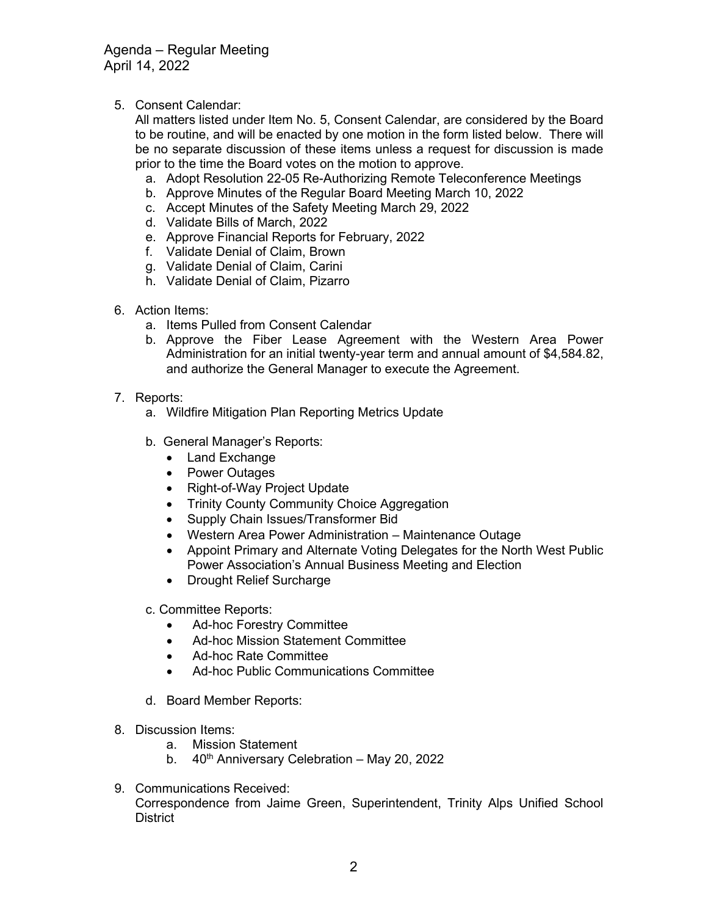5. Consent Calendar:
   All matters listed under Item No. 5, Consent Calendar, are considered by the Board to be routine, and will be enacted by one motion in the form listed below. There will be no separate discussion of these items unless a request for discussion is made prior to the time the Board votes on the motion to approve.
   a. Adopt Resolution 22-05 Re-Authorizing Remote Teleconference Meetings
   b. Approve Minutes of the Regular Board Meeting March 10, 2022
   c. Accept Minutes of the Safety Meeting March 29, 2022
   d. Validate Bills of March, 2022
   e. Approve Financial Reports for February, 2022
   f. Validate Denial of Claim, Brown
   g. Validate Denial of Claim, Carini
   h. Validate Denial of Claim, Pizarro

6. Action Items:
   a. Items Pulled from Consent Calendar
   b. Approve the Fiber Lease Agreement with the Western Area Power Administration for an initial twenty-year term and annual amount of $4,584.82, and authorize the General Manager to execute the Agreement.

7. Reports:
   a. Wildfire Mitigation Plan Reporting Metrics Update

   b. General Manager's Reports:
      - Land Exchange
      - Power Outages
      - Right-of-Way Project Update
      - Trinity County Community Choice Aggregation
      - Supply Chain Issues/Transformer Bid
      - Western Area Power Administration – Maintenance Outage
      - Appoint Primary and Alternate Voting Delegates for the North West Public Power Association's Annual Business Meeting and Election
      - Drought Relief Surcharge

   c. Committee Reports:
      - Ad-hoc Forestry Committee
      - Ad-hoc Mission Statement Committee
      - Ad-hoc Rate Committee
      - Ad-hoc Public Communications Committee

   d. Board Member Reports:

8. Discussion Items:
   a. Mission Statement
   b. 40th Anniversary Celebration – May 20, 2022

9. Communications Received:
   Correspondence from Jaime Green, Superintendent, Trinity Alps Unified School District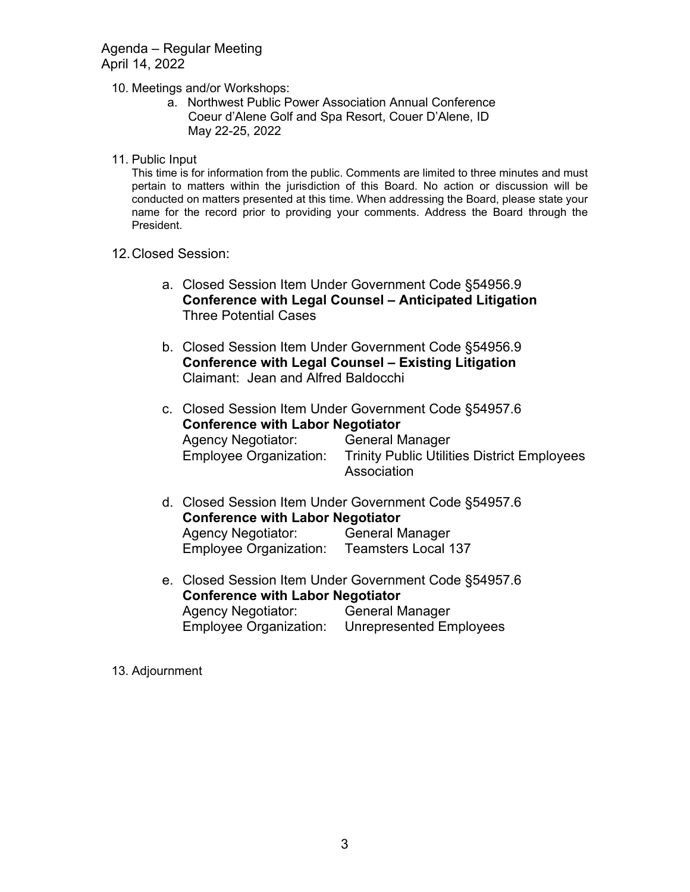10. Meetings and/or Workshops:
    a. Northwest Public Power Association Annual Conference
       Coeur d'Alene Golf and Spa Resort, Couer D'Alene, ID
       May 22-25, 2022

11. Public Input

    This time is for information from the public. Comments are limited to three minutes and must pertain to matters within the jurisdiction of this Board. No action or discussion will be conducted on matters presented at this time. When addressing the Board, please state your name for the record prior to providing your comments. Address the Board through the President.

12. Closed Session:

    a. Closed Session Item Under Government Code §54956.9
       **Conference with Legal Counsel – Anticipated Litigation**
       Three Potential Cases

    b. Closed Session Item Under Government Code §54956.9
       **Conference with Legal Counsel – Existing Litigation**
       Claimant: Jean and Alfred Baldocchi

    c. Closed Session Item Under Government Code §54957.6
       **Conference with Labor Negotiator**
       Agency Negotiator: General Manager
       Employee Organization: Trinity Public Utilities District Employees Association

    d. Closed Session Item Under Government Code §54957.6
       **Conference with Labor Negotiator**
       Agency Negotiator: General Manager
       Employee Organization: Teamsters Local 137

    e. Closed Session Item Under Government Code §54957.6
       **Conference with Labor Negotiator**
       Agency Negotiator: General Manager
       Employee Organization: Unrepresented Employees

13. Adjournment